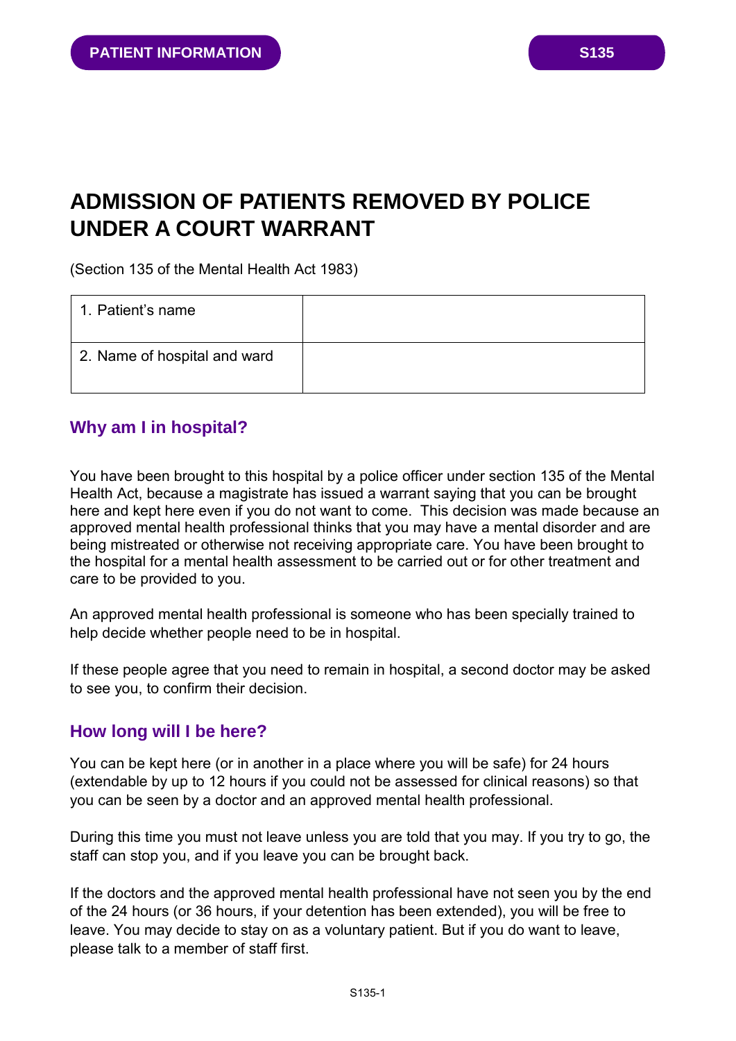PATIENT INFORMATION

S135

# ADMISSION OF PATIENTS REMOVED BY POLICE UNDER A COURT WARRANT

(Section 135 of the Mental Health Act 1983)

| 1. Patient's name | |
|---|---|
| 2. Name of hospital and ward | |

## Why am I in hospital?

You have been brought to this hospital by a police officer under section 135 of the Mental Health Act, because a magistrate has issued a warrant saying that you can be brought here and kept here even if you do not want to come. This decision was made because an approved mental health professional thinks that you may have a mental disorder and are being mistreated or otherwise not receiving appropriate care. You have been brought to the hospital for a mental health assessment to be carried out or for other treatment and care to be provided to you.

An approved mental health professional is someone who has been specially trained to help decide whether people need to be in hospital.

If these people agree that you need to remain in hospital, a second doctor may be asked to see you, to confirm their decision.

## How long will I be here?

You can be kept here (or in another in a place where you will be safe) for 24 hours (extendable by up to 12 hours if you could not be assessed for clinical reasons) so that you can be seen by a doctor and an approved mental health professional.

During this time you must not leave unless you are told that you may. If you try to go, the staff can stop you, and if you leave you can be brought back.

If the doctors and the approved mental health professional have not seen you by the end of the 24 hours (or 36 hours, if your detention has been extended), you will be free to leave. You may decide to stay on as a voluntary patient. But if you do want to leave, please talk to a member of staff first.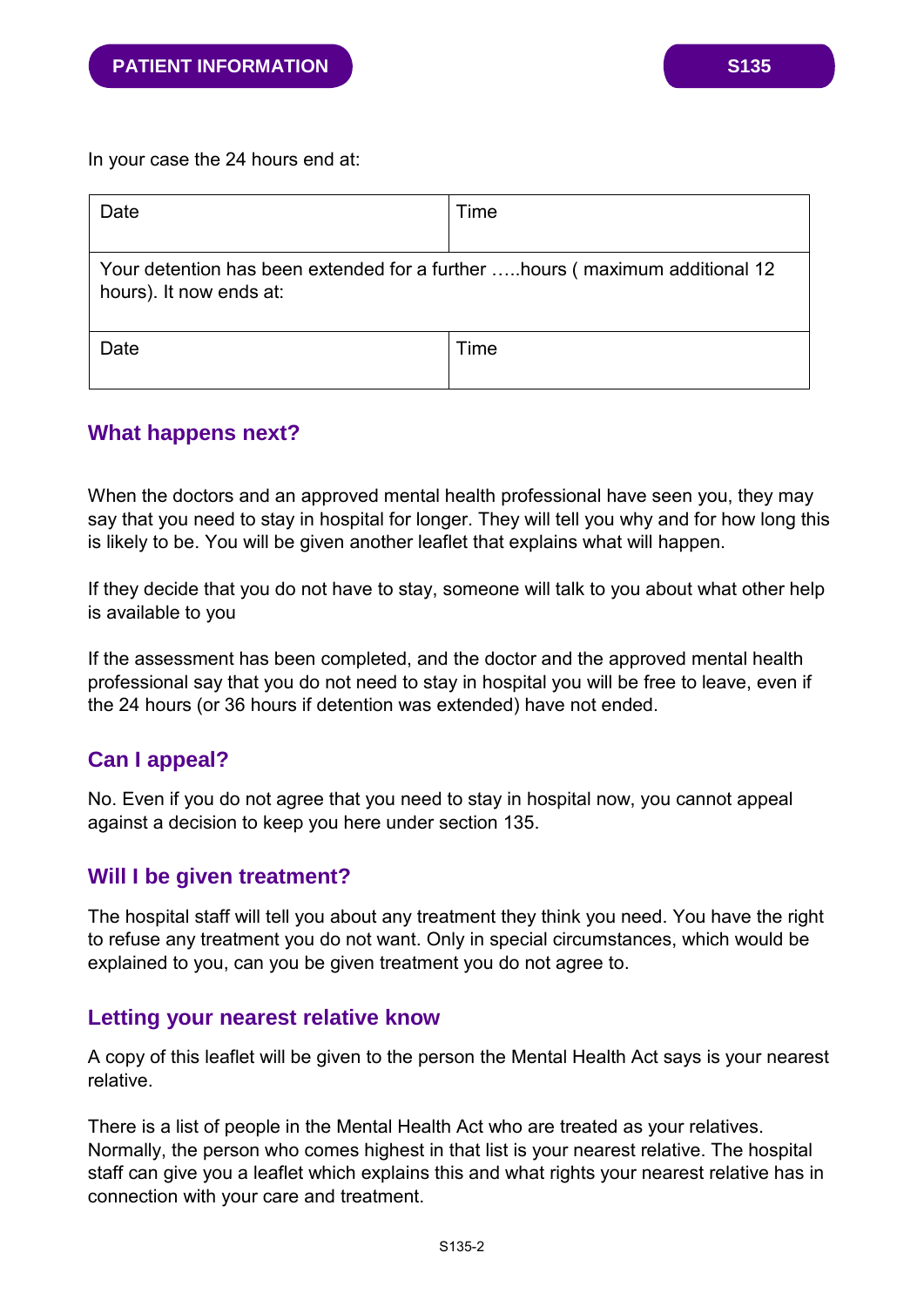In your case the 24 hours end at:

| Date | Time |
|---|---|
| Your detention has been extended for a further …..hours ( maximum additional 12 hours). It now ends at: | |
| Date | Time |

## What happens next?

When the doctors and an approved mental health professional have seen you, they may say that you need to stay in hospital for longer. They will tell you why and for how long this is likely to be. You will be given another leaflet that explains what will happen.

If they decide that you do not have to stay, someone will talk to you about what other help is available to you

If the assessment has been completed, and the doctor and the approved mental health professional say that you do not need to stay in hospital you will be free to leave, even if the 24 hours (or 36 hours if detention was extended) have not ended.

## Can I appeal?

No. Even if you do not agree that you need to stay in hospital now, you cannot appeal against a decision to keep you here under section 135.

## Will I be given treatment?

The hospital staff will tell you about any treatment they think you need. You have the right to refuse any treatment you do not want. Only in special circumstances, which would be explained to you, can you be given treatment you do not agree to.

## Letting your nearest relative know

A copy of this leaflet will be given to the person the Mental Health Act says is your nearest relative.

There is a list of people in the Mental Health Act who are treated as your relatives. Normally, the person who comes highest in that list is your nearest relative. The hospital staff can give you a leaflet which explains this and what rights your nearest relative has in connection with your care and treatment.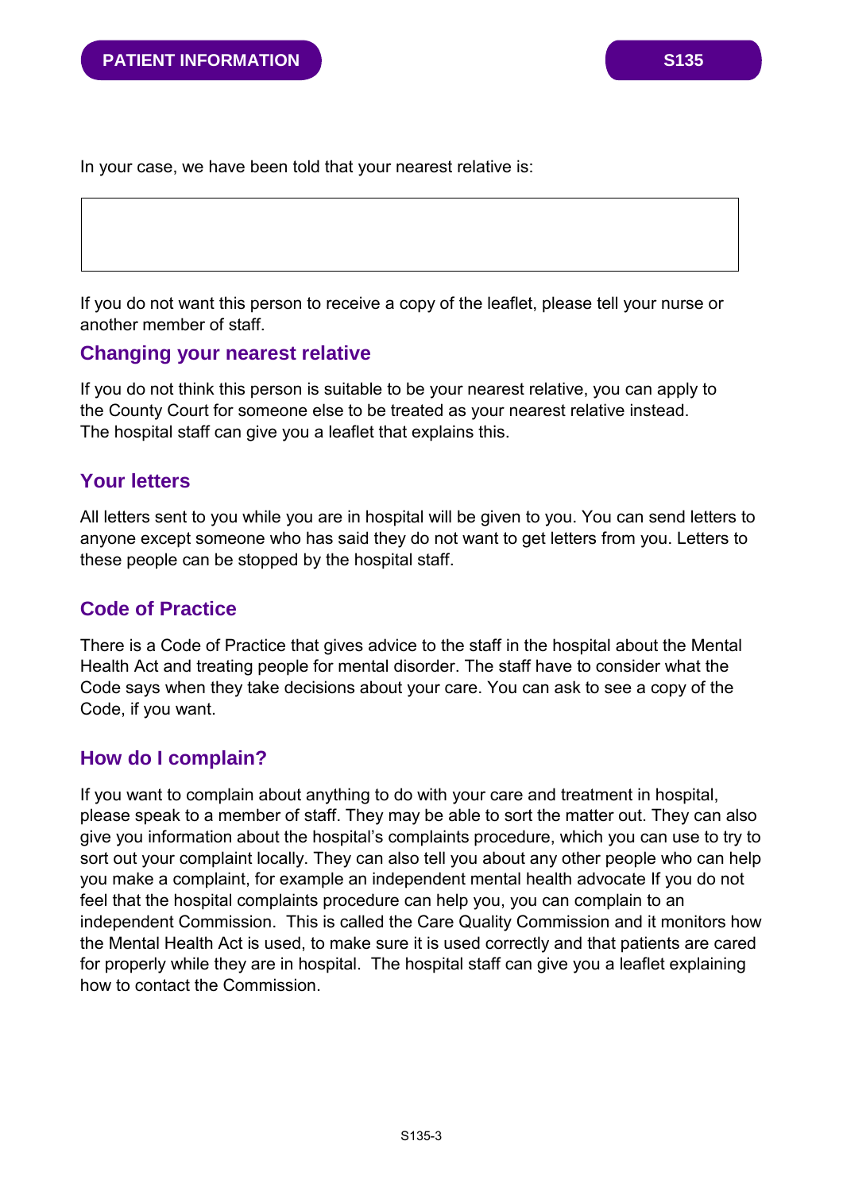In your case, we have been told that your nearest relative is:

| |
|---|
| |

If you do not want this person to receive a copy of the leaflet, please tell your nurse or another member of staff.

## Changing your nearest relative

If you do not think this person is suitable to be your nearest relative, you can apply to the County Court for someone else to be treated as your nearest relative instead. The hospital staff can give you a leaflet that explains this.

## Your letters

All letters sent to you while you are in hospital will be given to you. You can send letters to anyone except someone who has said they do not want to get letters from you. Letters to these people can be stopped by the hospital staff.

## Code of Practice

There is a Code of Practice that gives advice to the staff in the hospital about the Mental Health Act and treating people for mental disorder. The staff have to consider what the Code says when they take decisions about your care. You can ask to see a copy of the Code, if you want.

## How do I complain?

If you want to complain about anything to do with your care and treatment in hospital, please speak to a member of staff. They may be able to sort the matter out. They can also give you information about the hospital's complaints procedure, which you can use to try to sort out your complaint locally. They can also tell you about any other people who can help you make a complaint, for example an independent mental health advocate If you do not feel that the hospital complaints procedure can help you, you can complain to an independent Commission. This is called the Care Quality Commission and it monitors how the Mental Health Act is used, to make sure it is used correctly and that patients are cared for properly while they are in hospital. The hospital staff can give you a leaflet explaining how to contact the Commission.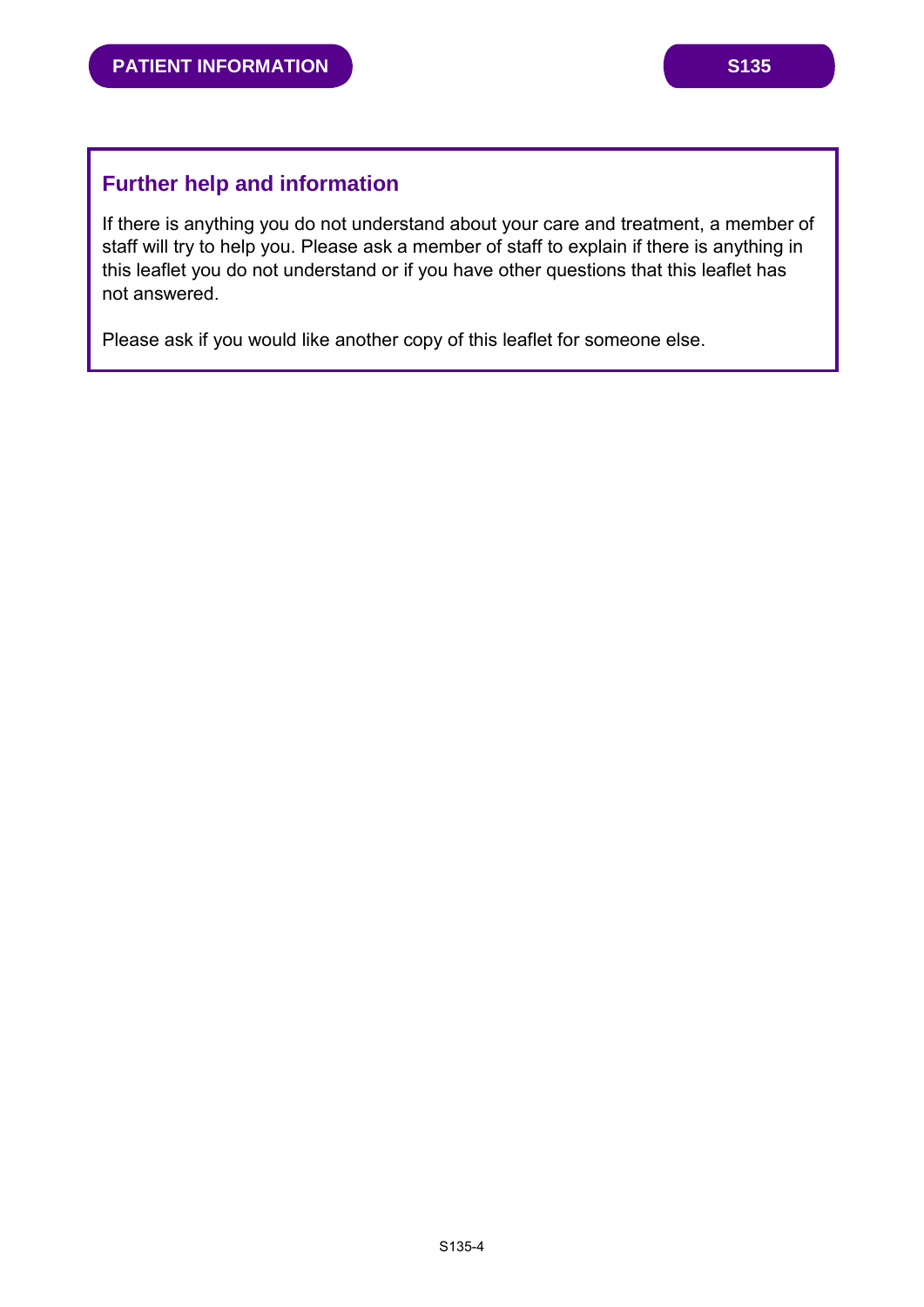## Further help and information

If there is anything you do not understand about your care and treatment, a member of staff will try to help you. Please ask a member of staff to explain if there is anything in this leaflet you do not understand or if you have other questions that this leaflet has not answered.

Please ask if you would like another copy of this leaflet for someone else.